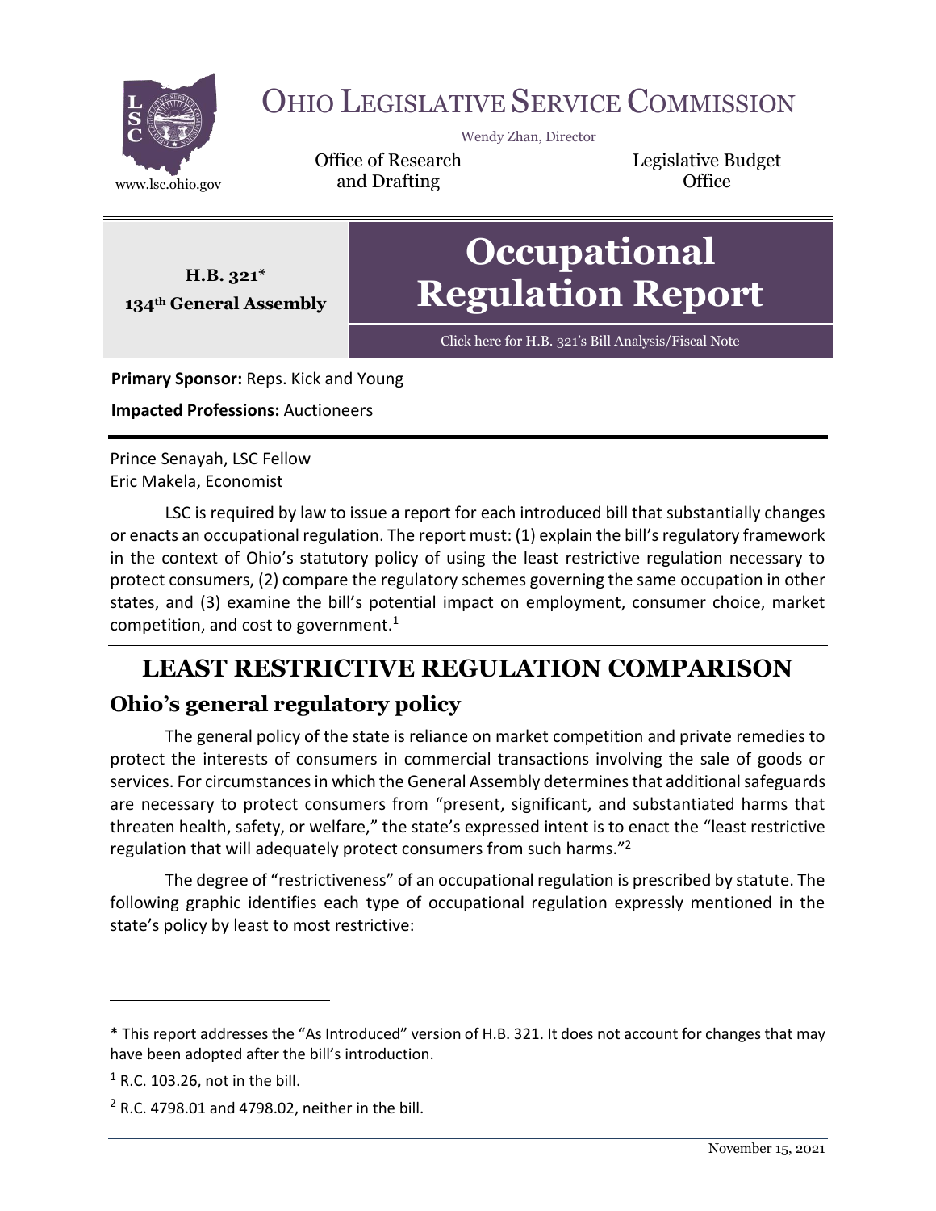# Ohio Legislative Service Commission

Wendy Zhan, Director

Office of Research and Drafting

Legislative Budget Office

www.lsc.ohio.gov

**H.B. 321***
**134th General Assembly**

# Occupational Regulation Report

Click here for H.B. 321's Bill Analysis/Fiscal Note

**Primary Sponsor:** Reps. Kick and Young

**Impacted Professions:** Auctioneers

Prince Senayah, LSC Fellow
Eric Makela, Economist

LSC is required by law to issue a report for each introduced bill that substantially changes or enacts an occupational regulation. The report must: (1) explain the bill's regulatory framework in the context of Ohio's statutory policy of using the least restrictive regulation necessary to protect consumers, (2) compare the regulatory schemes governing the same occupation in other states, and (3) examine the bill's potential impact on employment, consumer choice, market competition, and cost to government.[1]

## LEAST RESTRICTIVE REGULATION COMPARISON

### Ohio's general regulatory policy

The general policy of the state is reliance on market competition and private remedies to protect the interests of consumers in commercial transactions involving the sale of goods or services. For circumstances in which the General Assembly determines that additional safeguards are necessary to protect consumers from "present, significant, and substantiated harms that threaten health, safety, or welfare," the state's expressed intent is to enact the "least restrictive regulation that will adequately protect consumers from such harms."[2]

The degree of "restrictiveness" of an occupational regulation is prescribed by statute. The following graphic identifies each type of occupational regulation expressly mentioned in the state's policy by least to most restrictive:

---

* This report addresses the "As Introduced" version of H.B. 321. It does not account for changes that may have been adopted after the bill's introduction.

[1] R.C. 103.26, not in the bill.

[2] R.C. 4798.01 and 4798.02, neither in the bill.

November 15, 2021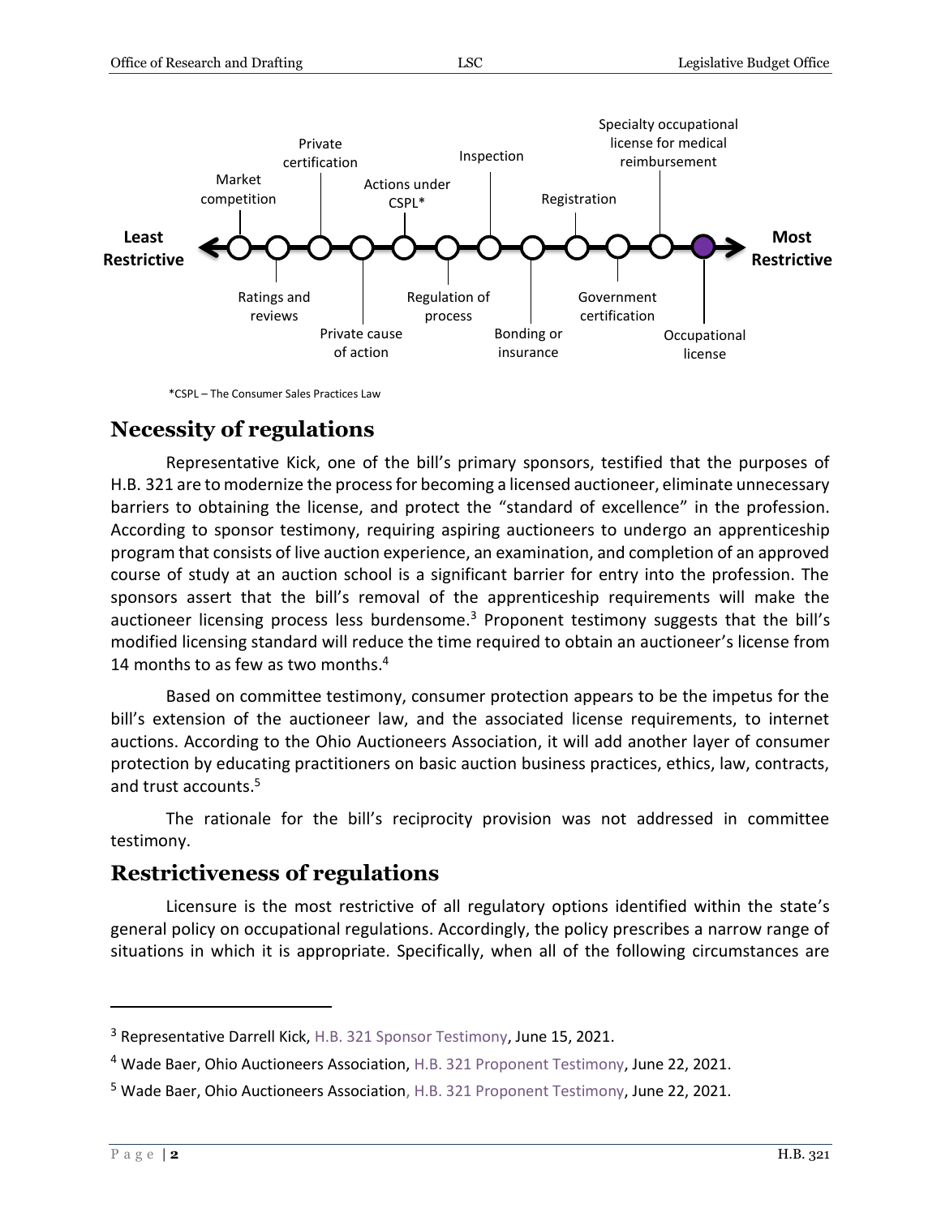Least Restrictive → Most Restrictive

Market competition, Ratings and reviews, Private certification, Private cause of action, Actions under CSPL*, Regulation of process, Inspection, Bonding or insurance, Registration, Government certification, Specialty occupational license for medical reimbursement, Occupational license

*CSPL – The Consumer Sales Practices Law

## Necessity of regulations

Representative Kick, one of the bill's primary sponsors, testified that the purposes of H.B. 321 are to modernize the process for becoming a licensed auctioneer, eliminate unnecessary barriers to obtaining the license, and protect the "standard of excellence" in the profession. According to sponsor testimony, requiring aspiring auctioneers to undergo an apprenticeship program that consists of live auction experience, an examination, and completion of an approved course of study at an auction school is a significant barrier for entry into the profession. The sponsors assert that the bill's removal of the apprenticeship requirements will make the auctioneer licensing process less burdensome.[3] Proponent testimony suggests that the bill's modified licensing standard will reduce the time required to obtain an auctioneer's license from 14 months to as few as two months.[4]

Based on committee testimony, consumer protection appears to be the impetus for the bill's extension of the auctioneer law, and the associated license requirements, to internet auctions. According to the Ohio Auctioneers Association, it will add another layer of consumer protection by educating practitioners on basic auction business practices, ethics, law, contracts, and trust accounts.[5]

The rationale for the bill's reciprocity provision was not addressed in committee testimony.

## Restrictiveness of regulations

Licensure is the most restrictive of all regulatory options identified within the state's general policy on occupational regulations. Accordingly, the policy prescribes a narrow range of situations in which it is appropriate. Specifically, when all of the following circumstances are

---

[3] Representative Darrell Kick, H.B. 321 Sponsor Testimony, June 15, 2021.

[4] Wade Baer, Ohio Auctioneers Association, H.B. 321 Proponent Testimony, June 22, 2021.

[5] Wade Baer, Ohio Auctioneers Association, H.B. 321 Proponent Testimony, June 22, 2021.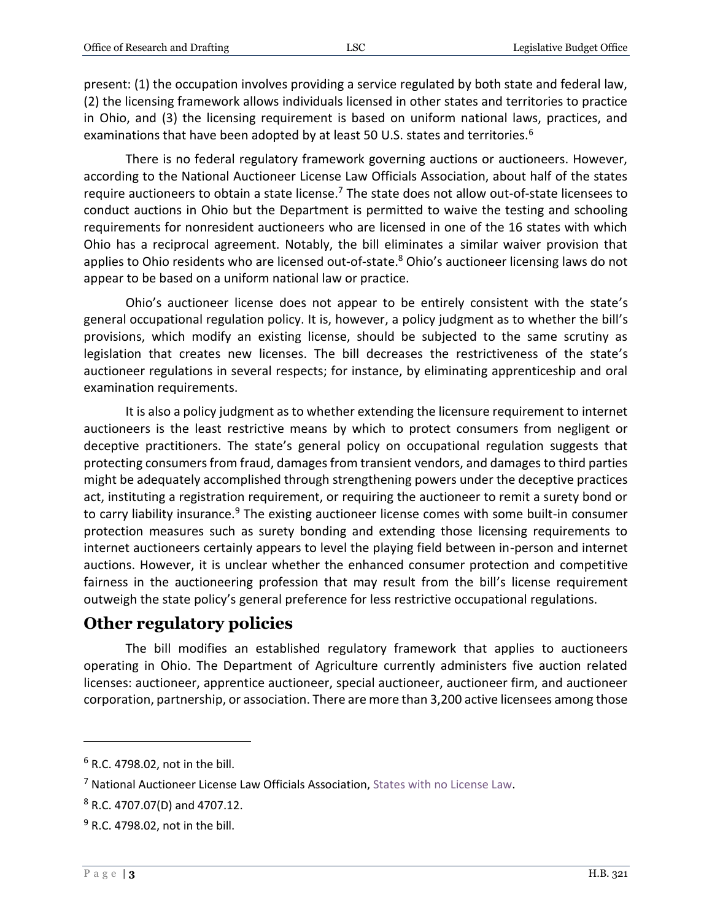present: (1) the occupation involves providing a service regulated by both state and federal law, (2) the licensing framework allows individuals licensed in other states and territories to practice in Ohio, and (3) the licensing requirement is based on uniform national laws, practices, and examinations that have been adopted by at least 50 U.S. states and territories.[6]

There is no federal regulatory framework governing auctions or auctioneers. However, according to the National Auctioneer License Law Officials Association, about half of the states require auctioneers to obtain a state license.[7] The state does not allow out-of-state licensees to conduct auctions in Ohio but the Department is permitted to waive the testing and schooling requirements for nonresident auctioneers who are licensed in one of the 16 states with which Ohio has a reciprocal agreement. Notably, the bill eliminates a similar waiver provision that applies to Ohio residents who are licensed out-of-state.[8] Ohio's auctioneer licensing laws do not appear to be based on a uniform national law or practice.

Ohio's auctioneer license does not appear to be entirely consistent with the state's general occupational regulation policy. It is, however, a policy judgment as to whether the bill's provisions, which modify an existing license, should be subjected to the same scrutiny as legislation that creates new licenses. The bill decreases the restrictiveness of the state's auctioneer regulations in several respects; for instance, by eliminating apprenticeship and oral examination requirements.

It is also a policy judgment as to whether extending the licensure requirement to internet auctioneers is the least restrictive means by which to protect consumers from negligent or deceptive practitioners. The state's general policy on occupational regulation suggests that protecting consumers from fraud, damages from transient vendors, and damages to third parties might be adequately accomplished through strengthening powers under the deceptive practices act, instituting a registration requirement, or requiring the auctioneer to remit a surety bond or to carry liability insurance.[9] The existing auctioneer license comes with some built-in consumer protection measures such as surety bonding and extending those licensing requirements to internet auctioneers certainly appears to level the playing field between in-person and internet auctions. However, it is unclear whether the enhanced consumer protection and competitive fairness in the auctioneering profession that may result from the bill's license requirement outweigh the state policy's general preference for less restrictive occupational regulations.

## Other regulatory policies

The bill modifies an established regulatory framework that applies to auctioneers operating in Ohio. The Department of Agriculture currently administers five auction related licenses: auctioneer, apprentice auctioneer, special auctioneer, auctioneer firm, and auctioneer corporation, partnership, or association. There are more than 3,200 active licensees among those

---

[6] R.C. 4798.02, not in the bill.

[7] National Auctioneer License Law Officials Association, States with no License Law.

[8] R.C. 4707.07(D) and 4707.12.

[9] R.C. 4798.02, not in the bill.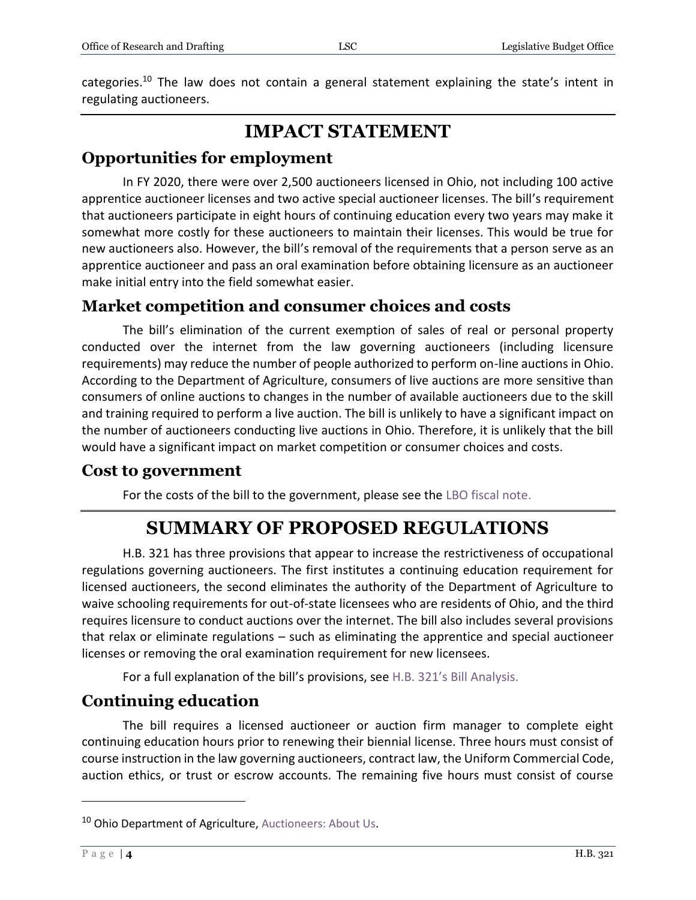categories.[10] The law does not contain a general statement explaining the state's intent in regulating auctioneers.

# IMPACT STATEMENT

## Opportunities for employment

In FY 2020, there were over 2,500 auctioneers licensed in Ohio, not including 100 active apprentice auctioneer licenses and two active special auctioneer licenses. The bill's requirement that auctioneers participate in eight hours of continuing education every two years may make it somewhat more costly for these auctioneers to maintain their licenses. This would be true for new auctioneers also. However, the bill's removal of the requirements that a person serve as an apprentice auctioneer and pass an oral examination before obtaining licensure as an auctioneer make initial entry into the field somewhat easier.

## Market competition and consumer choices and costs

The bill's elimination of the current exemption of sales of real or personal property conducted over the internet from the law governing auctioneers (including licensure requirements) may reduce the number of people authorized to perform on-line auctions in Ohio. According to the Department of Agriculture, consumers of live auctions are more sensitive than consumers of online auctions to changes in the number of available auctioneers due to the skill and training required to perform a live auction. The bill is unlikely to have a significant impact on the number of auctioneers conducting live auctions in Ohio. Therefore, it is unlikely that the bill would have a significant impact on market competition or consumer choices and costs.

## Cost to government

For the costs of the bill to the government, please see the LBO fiscal note.

# SUMMARY OF PROPOSED REGULATIONS

H.B. 321 has three provisions that appear to increase the restrictiveness of occupational regulations governing auctioneers. The first institutes a continuing education requirement for licensed auctioneers, the second eliminates the authority of the Department of Agriculture to waive schooling requirements for out-of-state licensees who are residents of Ohio, and the third requires licensure to conduct auctions over the internet. The bill also includes several provisions that relax or eliminate regulations – such as eliminating the apprentice and special auctioneer licenses or removing the oral examination requirement for new licensees.

For a full explanation of the bill's provisions, see H.B. 321's Bill Analysis.

## Continuing education

The bill requires a licensed auctioneer or auction firm manager to complete eight continuing education hours prior to renewing their biennial license. Three hours must consist of course instruction in the law governing auctioneers, contract law, the Uniform Commercial Code, auction ethics, or trust or escrow accounts. The remaining five hours must consist of course

---

[10] Ohio Department of Agriculture, Auctioneers: About Us.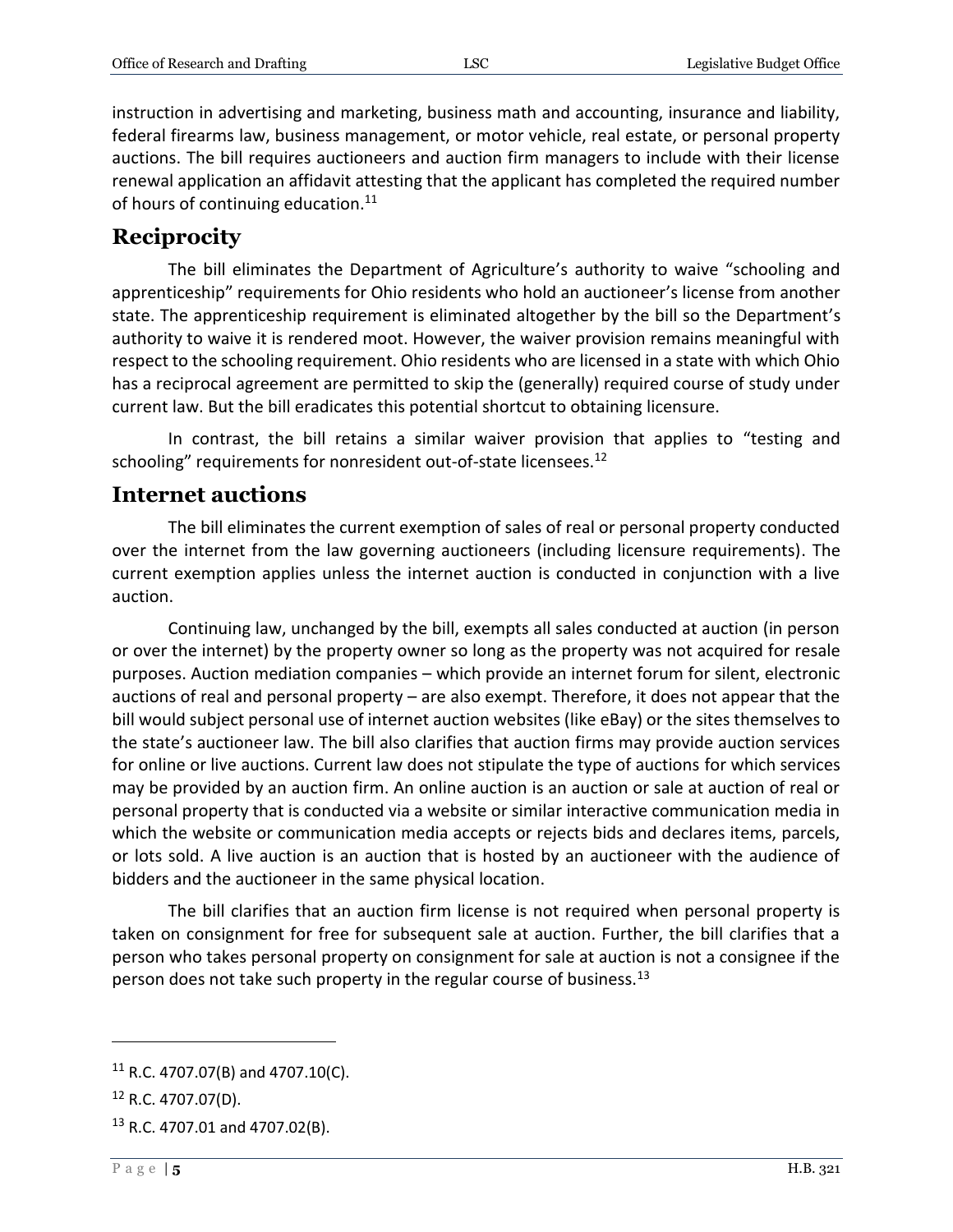instruction in advertising and marketing, business math and accounting, insurance and liability, federal firearms law, business management, or motor vehicle, real estate, or personal property auctions. The bill requires auctioneers and auction firm managers to include with their license renewal application an affidavit attesting that the applicant has completed the required number of hours of continuing education.[11]

## Reciprocity

The bill eliminates the Department of Agriculture's authority to waive "schooling and apprenticeship" requirements for Ohio residents who hold an auctioneer's license from another state. The apprenticeship requirement is eliminated altogether by the bill so the Department's authority to waive it is rendered moot. However, the waiver provision remains meaningful with respect to the schooling requirement. Ohio residents who are licensed in a state with which Ohio has a reciprocal agreement are permitted to skip the (generally) required course of study under current law. But the bill eradicates this potential shortcut to obtaining licensure.

In contrast, the bill retains a similar waiver provision that applies to "testing and schooling" requirements for nonresident out-of-state licensees.[12]

## Internet auctions

The bill eliminates the current exemption of sales of real or personal property conducted over the internet from the law governing auctioneers (including licensure requirements). The current exemption applies unless the internet auction is conducted in conjunction with a live auction.

Continuing law, unchanged by the bill, exempts all sales conducted at auction (in person or over the internet) by the property owner so long as the property was not acquired for resale purposes. Auction mediation companies – which provide an internet forum for silent, electronic auctions of real and personal property – are also exempt. Therefore, it does not appear that the bill would subject personal use of internet auction websites (like eBay) or the sites themselves to the state's auctioneer law. The bill also clarifies that auction firms may provide auction services for online or live auctions. Current law does not stipulate the type of auctions for which services may be provided by an auction firm. An online auction is an auction or sale at auction of real or personal property that is conducted via a website or similar interactive communication media in which the website or communication media accepts or rejects bids and declares items, parcels, or lots sold. A live auction is an auction that is hosted by an auctioneer with the audience of bidders and the auctioneer in the same physical location.

The bill clarifies that an auction firm license is not required when personal property is taken on consignment for free for subsequent sale at auction. Further, the bill clarifies that a person who takes personal property on consignment for sale at auction is not a consignee if the person does not take such property in the regular course of business.[13]

---

[11] R.C. 4707.07(B) and 4707.10(C).

[12] R.C. 4707.07(D).

[13] R.C. 4707.01 and 4707.02(B).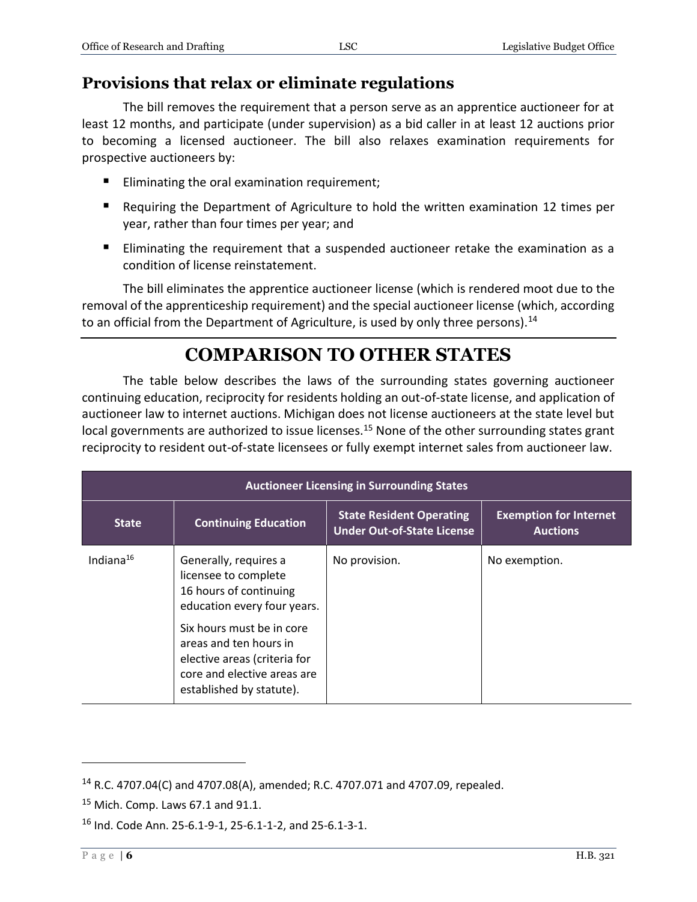## Provisions that relax or eliminate regulations

The bill removes the requirement that a person serve as an apprentice auctioneer for at least 12 months, and participate (under supervision) as a bid caller in at least 12 auctions prior to becoming a licensed auctioneer. The bill also relaxes examination requirements for prospective auctioneers by:

- Eliminating the oral examination requirement;
- Requiring the Department of Agriculture to hold the written examination 12 times per year, rather than four times per year; and
- Eliminating the requirement that a suspended auctioneer retake the examination as a condition of license reinstatement.

The bill eliminates the apprentice auctioneer license (which is rendered moot due to the removal of the apprenticeship requirement) and the special auctioneer license (which, according to an official from the Department of Agriculture, is used by only three persons).[14]

# COMPARISON TO OTHER STATES

The table below describes the laws of the surrounding states governing auctioneer continuing education, reciprocity for residents holding an out-of-state license, and application of auctioneer law to internet auctions. Michigan does not license auctioneers at the state level but local governments are authorized to issue licenses.[15] None of the other surrounding states grant reciprocity to resident out-of-state licensees or fully exempt internet sales from auctioneer law.

| Auctioneer Licensing in Surrounding States | | | |
|---|---|---|---|
| State | Continuing Education | State Resident Operating Under Out-of-State License | Exemption for Internet Auctions |
| Indiana[16] | Generally, requires a licensee to complete 16 hours of continuing education every four years.<br><br>Six hours must be in core areas and ten hours in elective areas (criteria for core and elective areas are established by statute). | No provision. | No exemption. |

---

[14] R.C. 4707.04(C) and 4707.08(A), amended; R.C. 4707.071 and 4707.09, repealed.

[15] Mich. Comp. Laws 67.1 and 91.1.

[16] Ind. Code Ann. 25-6.1-9-1, 25-6.1-1-2, and 25-6.1-3-1.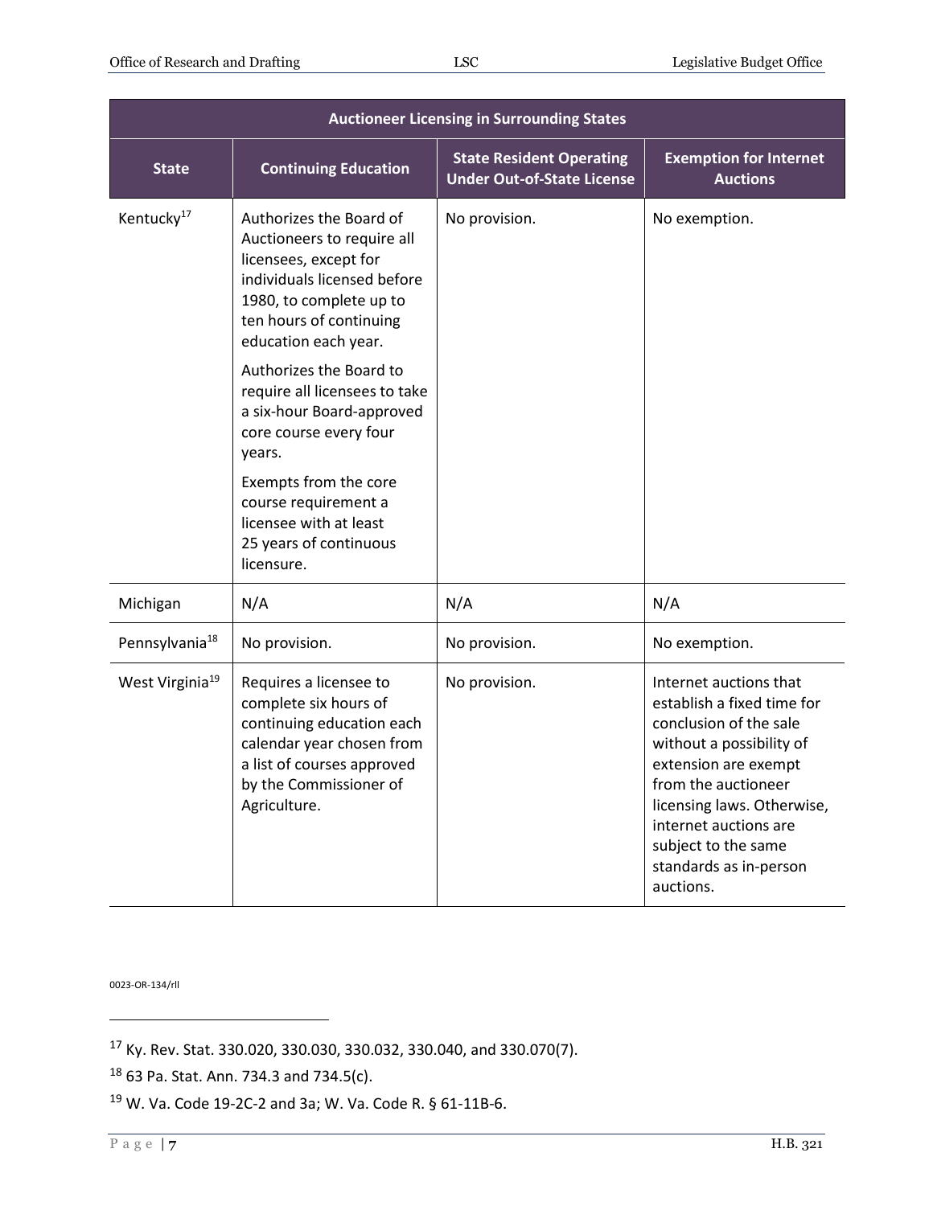| Auctioneer Licensing in Surrounding States | | | |
|---|---|---|---|
| **State** | **Continuing Education** | **State Resident Operating Under Out-of-State License** | **Exemption for Internet Auctions** |
| Kentucky[17] | Authorizes the Board of Auctioneers to require all licensees, except for individuals licensed before 1980, to complete up to ten hours of continuing education each year.<br><br>Authorizes the Board to require all licensees to take a six-hour Board-approved core course every four years.<br><br>Exempts from the core course requirement a licensee with at least 25 years of continuous licensure. | No provision. | No exemption. |
| Michigan | N/A | N/A | N/A |
| Pennsylvania[18] | No provision. | No provision. | No exemption. |
| West Virginia[19] | Requires a licensee to complete six hours of continuing education each calendar year chosen from a list of courses approved by the Commissioner of Agriculture. | No provision. | Internet auctions that establish a fixed time for conclusion of the sale without a possibility of extension are exempt from the auctioneer licensing laws. Otherwise, internet auctions are subject to the same standards as in-person auctions. |

0023-OR-134/rll

---

[17] Ky. Rev. Stat. 330.020, 330.030, 330.032, 330.040, and 330.070(7).

[18] 63 Pa. Stat. Ann. 734.3 and 734.5(c).

[19] W. Va. Code 19-2C-2 and 3a; W. Va. Code R. § 61-11B-6.